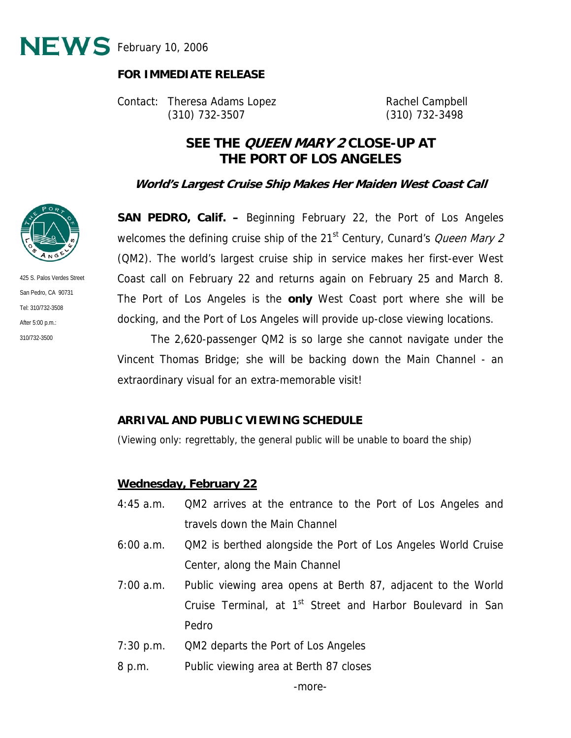# NEWS

February 10, 2006

**FOR IMMEDIATE RELEASE**

Contact: Theresa Adams Lopez, (310) 732-3507
Rachel Campbell, (310) 732-3498

425 S. Palos Verdes Street
San Pedro, CA 90731
Tel: 310/732-3508
After 5:00 p.m.:
310/732-3500

## SEE THE *QUEEN MARY 2* CLOSE-UP AT THE PORT OF LOS ANGELES

### *World's Largest Cruise Ship Makes Her Maiden West Coast Call*

**SAN PEDRO, Calif. –** Beginning February 22, the Port of Los Angeles welcomes the defining cruise ship of the 21st Century, Cunard's *Queen Mary 2* (QM2). The world's largest cruise ship in service makes her first-ever West Coast call on February 22 and returns again on February 25 and March 8. The Port of Los Angeles is the **only** West Coast port where she will be docking, and the Port of Los Angeles will provide up-close viewing locations.

The 2,620-passenger QM2 is so large she cannot navigate under the Vincent Thomas Bridge; she will be backing down the Main Channel - an extraordinary visual for an extra-memorable visit!

**ARRIVAL AND PUBLIC VIEWING SCHEDULE**

(Viewing only: regrettably, the general public will be unable to board the ship)

**Wednesday, February 22**

- 4:45 a.m. — QM2 arrives at the entrance to the Port of Los Angeles and travels down the Main Channel
- 6:00 a.m. — QM2 is berthed alongside the Port of Los Angeles World Cruise Center, along the Main Channel
- 7:00 a.m. — Public viewing area opens at Berth 87, adjacent to the World Cruise Terminal, at 1st Street and Harbor Boulevard in San Pedro
- 7:30 p.m. — QM2 departs the Port of Los Angeles
- 8 p.m. — Public viewing area at Berth 87 closes

-more-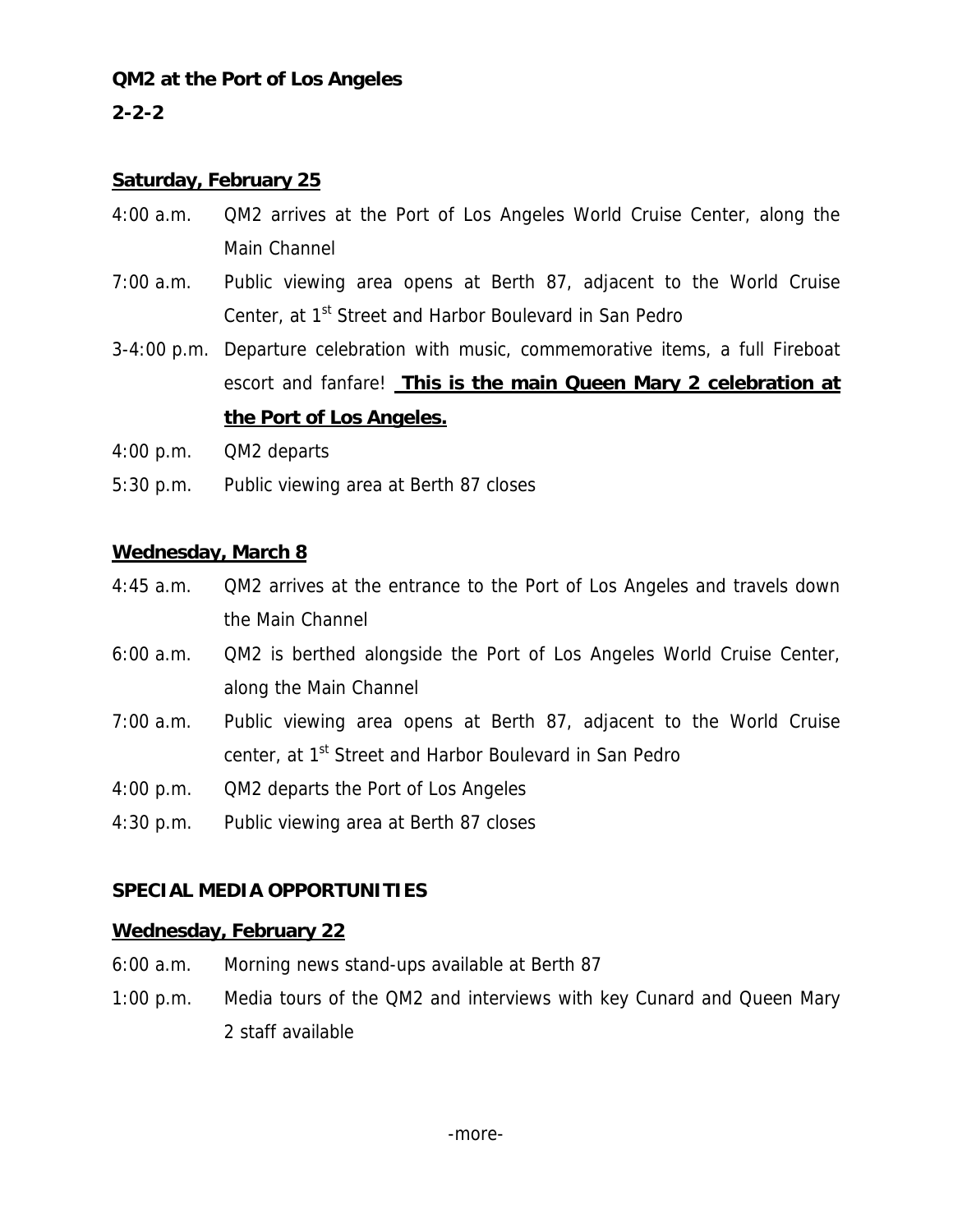**QM2 at the Port of Los Angeles**

**2-2-2**

**Saturday, February 25**

4:00 a.m. QM2 arrives at the Port of Los Angeles World Cruise Center, along the Main Channel

7:00 a.m. Public viewing area opens at Berth 87, adjacent to the World Cruise Center, at 1st Street and Harbor Boulevard in San Pedro

3-4:00 p.m. Departure celebration with music, commemorative items, a full Fireboat escort and fanfare! **This is the main Queen Mary 2 celebration at the Port of Los Angeles.**

4:00 p.m. QM2 departs

5:30 p.m. Public viewing area at Berth 87 closes

**Wednesday, March 8**

4:45 a.m. QM2 arrives at the entrance to the Port of Los Angeles and travels down the Main Channel

6:00 a.m. QM2 is berthed alongside the Port of Los Angeles World Cruise Center, along the Main Channel

7:00 a.m. Public viewing area opens at Berth 87, adjacent to the World Cruise center, at 1st Street and Harbor Boulevard in San Pedro

4:00 p.m. QM2 departs the Port of Los Angeles

4:30 p.m. Public viewing area at Berth 87 closes

**SPECIAL MEDIA OPPORTUNITIES**

**Wednesday, February 22**

6:00 a.m. Morning news stand-ups available at Berth 87

1:00 p.m. Media tours of the QM2 and interviews with key Cunard and Queen Mary 2 staff available

-more-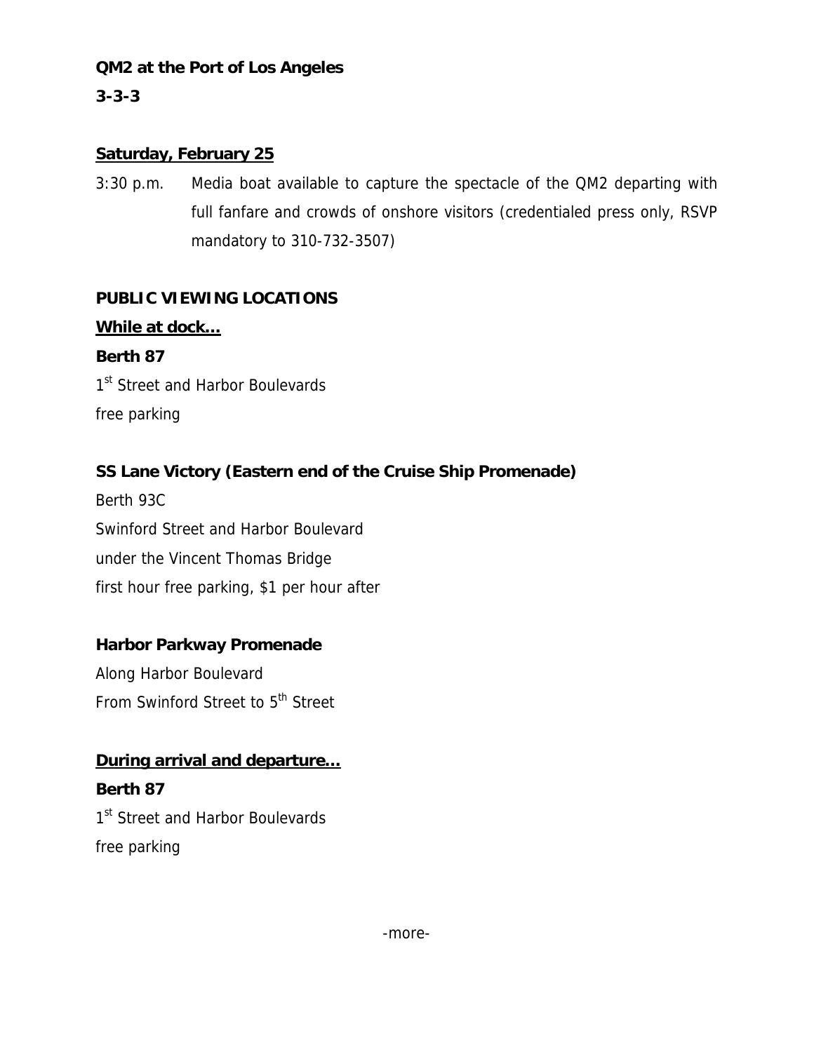**QM2 at the Port of Los Angeles**

**3-3-3**

**Saturday, February 25**

3:30 p.m. Media boat available to capture the spectacle of the QM2 departing with full fanfare and crowds of onshore visitors (credentialed press only, RSVP mandatory to 310-732-3507)

**PUBLIC VIEWING LOCATIONS**

**While at dock…**

**Berth 87**

1st Street and Harbor Boulevards

free parking

**SS Lane Victory (Eastern end of the Cruise Ship Promenade)**

Berth 93C

Swinford Street and Harbor Boulevard

under the Vincent Thomas Bridge

first hour free parking, $1 per hour after

**Harbor Parkway Promenade**

Along Harbor Boulevard

From Swinford Street to 5th Street

**During arrival and departure…**

**Berth 87**

1st Street and Harbor Boulevards

free parking

-more-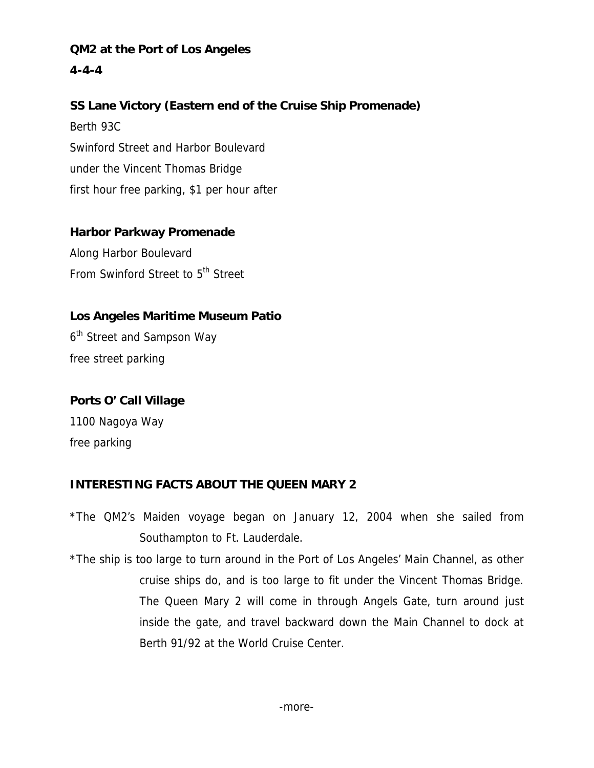**QM2 at the Port of Los Angeles**

**4-4-4**

**SS Lane Victory (Eastern end of the Cruise Ship Promenade)**

Berth 93C

Swinford Street and Harbor Boulevard

under the Vincent Thomas Bridge

first hour free parking, $1 per hour after

**Harbor Parkway Promenade**

Along Harbor Boulevard

From Swinford Street to 5th Street

**Los Angeles Maritime Museum Patio**

6th Street and Sampson Way

free street parking

**Ports O' Call Village**

1100 Nagoya Way

free parking

**INTERESTING FACTS ABOUT THE QUEEN MARY 2**

*The QM2's Maiden voyage began on January 12, 2004 when she sailed from Southampton to Ft. Lauderdale.

*The ship is too large to turn around in the Port of Los Angeles' Main Channel, as other cruise ships do, and is too large to fit under the Vincent Thomas Bridge. The Queen Mary 2 will come in through Angels Gate, turn around just inside the gate, and travel backward down the Main Channel to dock at Berth 91/92 at the World Cruise Center.

-more-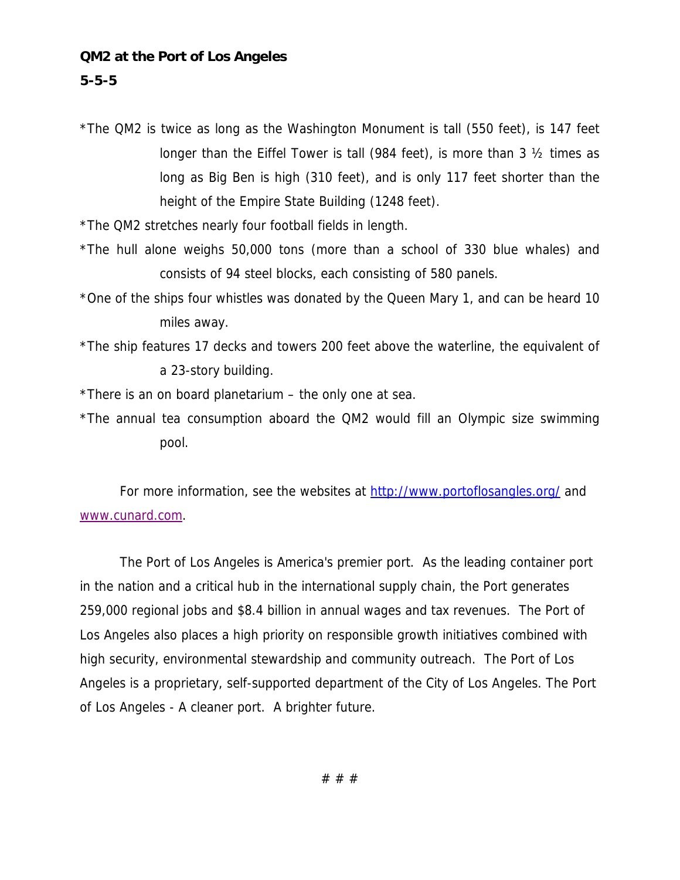**QM2 at the Port of Los Angeles**

**5-5-5**

*The QM2 is twice as long as the Washington Monument is tall (550 feet), is 147 feet longer than the Eiffel Tower is tall (984 feet), is more than 3 ½ times as long as Big Ben is high (310 feet), and is only 117 feet shorter than the height of the Empire State Building (1248 feet).

*The QM2 stretches nearly four football fields in length.

*The hull alone weighs 50,000 tons (more than a school of 330 blue whales) and consists of 94 steel blocks, each consisting of 580 panels.

*One of the ships four whistles was donated by the Queen Mary 1, and can be heard 10 miles away.

*The ship features 17 decks and towers 200 feet above the waterline, the equivalent of a 23-story building.

*There is an on board planetarium – the only one at sea.

*The annual tea consumption aboard the QM2 would fill an Olympic size swimming pool.

For more information, see the websites at [http://www.portoflosangles.org/](http://www.portoflosangles.org/) and [www.cunard.com](www.cunard.com).

The Port of Los Angeles is America's premier port. As the leading container port in the nation and a critical hub in the international supply chain, the Port generates 259,000 regional jobs and $8.4 billion in annual wages and tax revenues. The Port of Los Angeles also places a high priority on responsible growth initiatives combined with high security, environmental stewardship and community outreach. The Port of Los Angeles is a proprietary, self-supported department of the City of Los Angeles. The Port of Los Angeles - A cleaner port. A brighter future.

# # #